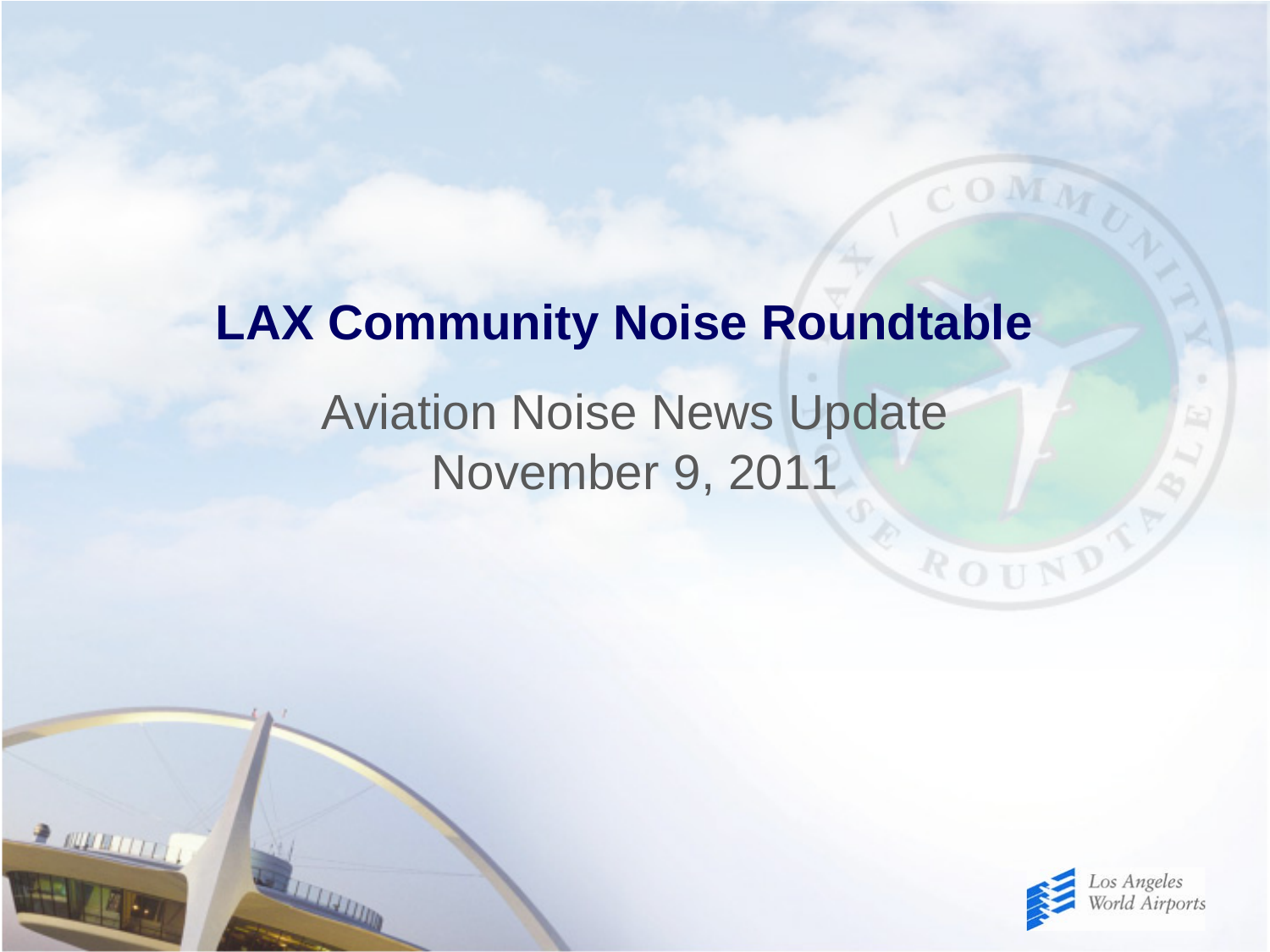# LAX Community Noise Roundtable

Aviation Noise News Update

November 9, 2011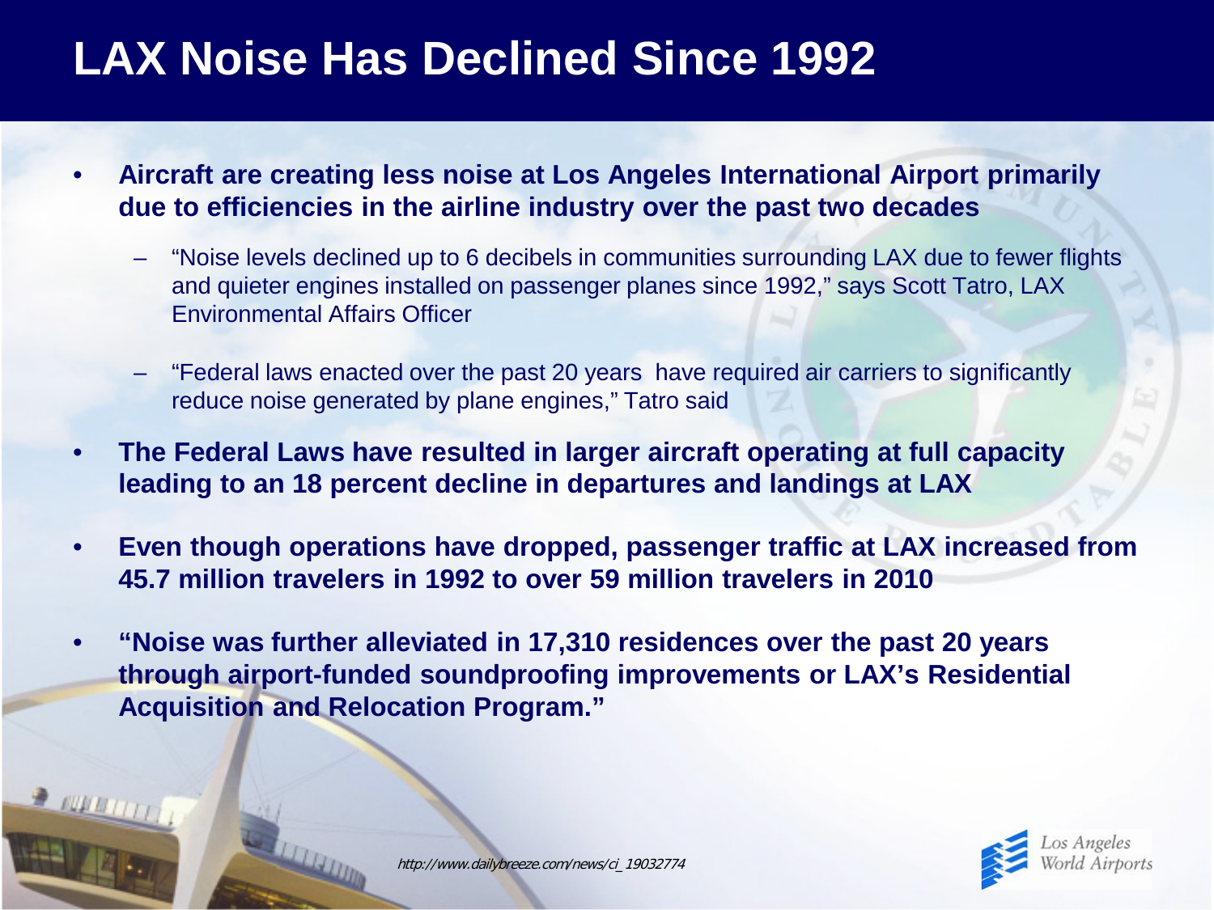# LAX Noise Has Declined Since 1992

- **Aircraft are creating less noise at Los Angeles International Airport primarily due to efficiencies in the airline industry over the past two decades**
  - "Noise levels declined up to 6 decibels in communities surrounding LAX due to fewer flights and quieter engines installed on passenger planes since 1992," says Scott Tatro, LAX Environmental Affairs Officer
  - "Federal laws enacted over the past 20 years have required air carriers to significantly reduce noise generated by plane engines," Tatro said
- **The Federal Laws have resulted in larger aircraft operating at full capacity leading to an 18 percent decline in departures and landings at LAX**
- **Even though operations have dropped, passenger traffic at LAX increased from 45.7 million travelers in 1992 to over 59 million travelers in 2010**
- **"Noise was further alleviated in 17,310 residences over the past 20 years through airport-funded soundproofing improvements or LAX's Residential Acquisition and Relocation Program."**

*http://www.dailybreeze.com/news/ci_19032774*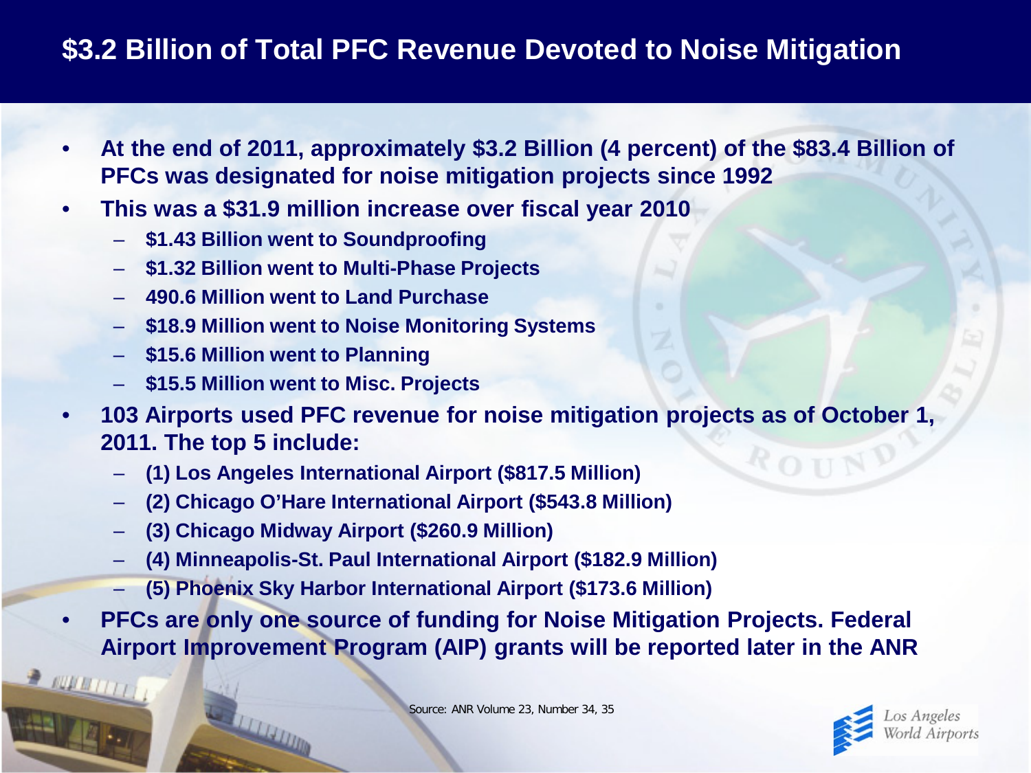# $3.2 Billion of Total PFC Revenue Devoted to Noise Mitigation

- **At the end of 2011, approximately $3.2 Billion (4 percent) of the $83.4 Billion of PFCs was designated for noise mitigation projects since 1992**
- **This was a $31.9 million increase over fiscal year 2010**
  - **$1.43 Billion went to Soundproofing**
  - **$1.32 Billion went to Multi-Phase Projects**
  - **490.6 Million went to Land Purchase**
  - **$18.9 Million went to Noise Monitoring Systems**
  - **$15.6 Million went to Planning**
  - **$15.5 Million went to Misc. Projects**
- **103 Airports used PFC revenue for noise mitigation projects as of October 1, 2011. The top 5 include:**
  - **(1) Los Angeles International Airport ($817.5 Million)**
  - **(2) Chicago O'Hare International Airport ($543.8 Million)**
  - **(3) Chicago Midway Airport ($260.9 Million)**
  - **(4) Minneapolis-St. Paul International Airport ($182.9 Million)**
  - **(5) Phoenix Sky Harbor International Airport ($173.6 Million)**
- **PFCs are only one source of funding for Noise Mitigation Projects. Federal Airport Improvement Program (AIP) grants will be reported later in the ANR**

Source: ANR Volume 23, Number 34, 35

Los Angeles World Airports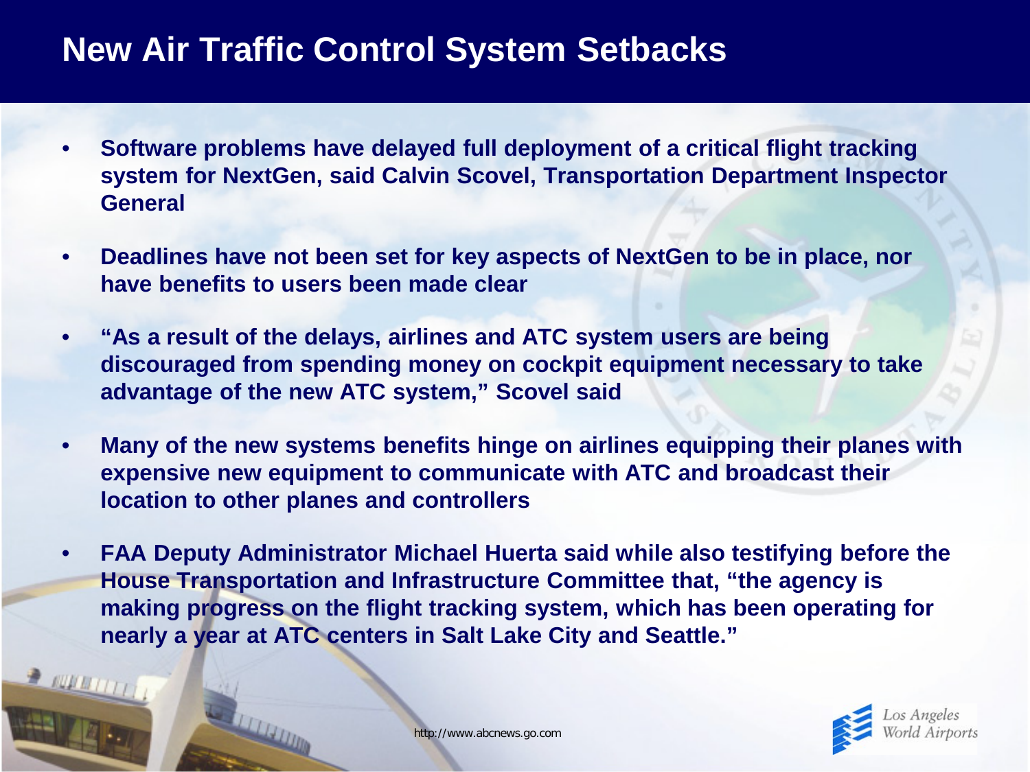# New Air Traffic Control System Setbacks

- **Software problems have delayed full deployment of a critical flight tracking system for NextGen, said Calvin Scovel, Transportation Department Inspector General**
- **Deadlines have not been set for key aspects of NextGen to be in place, nor have benefits to users been made clear**
- **"As a result of the delays, airlines and ATC system users are being discouraged from spending money on cockpit equipment necessary to take advantage of the new ATC system," Scovel said**
- **Many of the new systems benefits hinge on airlines equipping their planes with expensive new equipment to communicate with ATC and broadcast their location to other planes and controllers**
- **FAA Deputy Administrator Michael Huerta said while also testifying before the House Transportation and Infrastructure Committee that, "the agency is making progress on the flight tracking system, which has been operating for nearly a year at ATC centers in Salt Lake City and Seattle."**

http://www.abcnews.go.com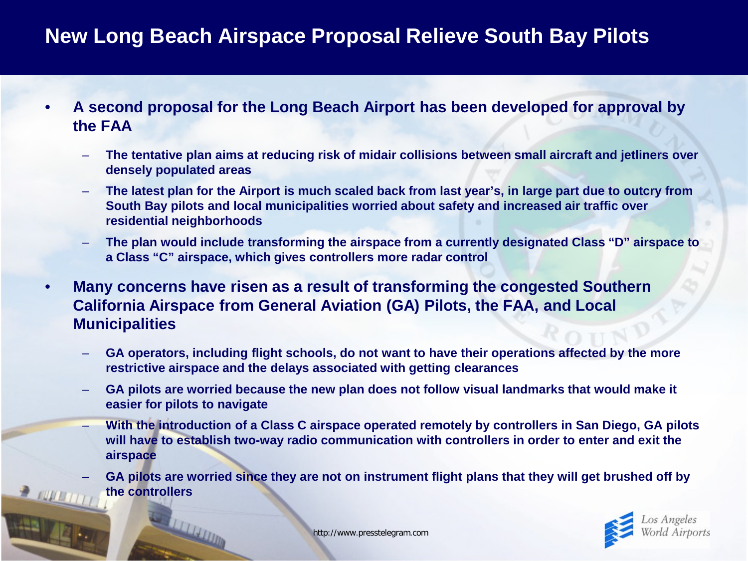# New Long Beach Airspace Proposal Relieve South Bay Pilots

- **A second proposal for the Long Beach Airport has been developed for approval by the FAA**
  - **The tentative plan aims at reducing risk of midair collisions between small aircraft and jetliners over densely populated areas**
  - **The latest plan for the Airport is much scaled back from last year's, in large part due to outcry from South Bay pilots and local municipalities worried about safety and increased air traffic over residential neighborhoods**
  - **The plan would include transforming the airspace from a currently designated Class "D" airspace to a Class "C" airspace, which gives controllers more radar control**
- **Many concerns have risen as a result of transforming the congested Southern California Airspace from General Aviation (GA) Pilots, the FAA, and Local Municipalities**
  - **GA operators, including flight schools, do not want to have their operations affected by the more restrictive airspace and the delays associated with getting clearances**
  - **GA pilots are worried because the new plan does not follow visual landmarks that would make it easier for pilots to navigate**
  - **With the introduction of a Class C airspace operated remotely by controllers in San Diego, GA pilots will have to establish two-way radio communication with controllers in order to enter and exit the airspace**
  - **GA pilots are worried since they are not on instrument flight plans that they will get brushed off by the controllers**

http://www.presstelegram.com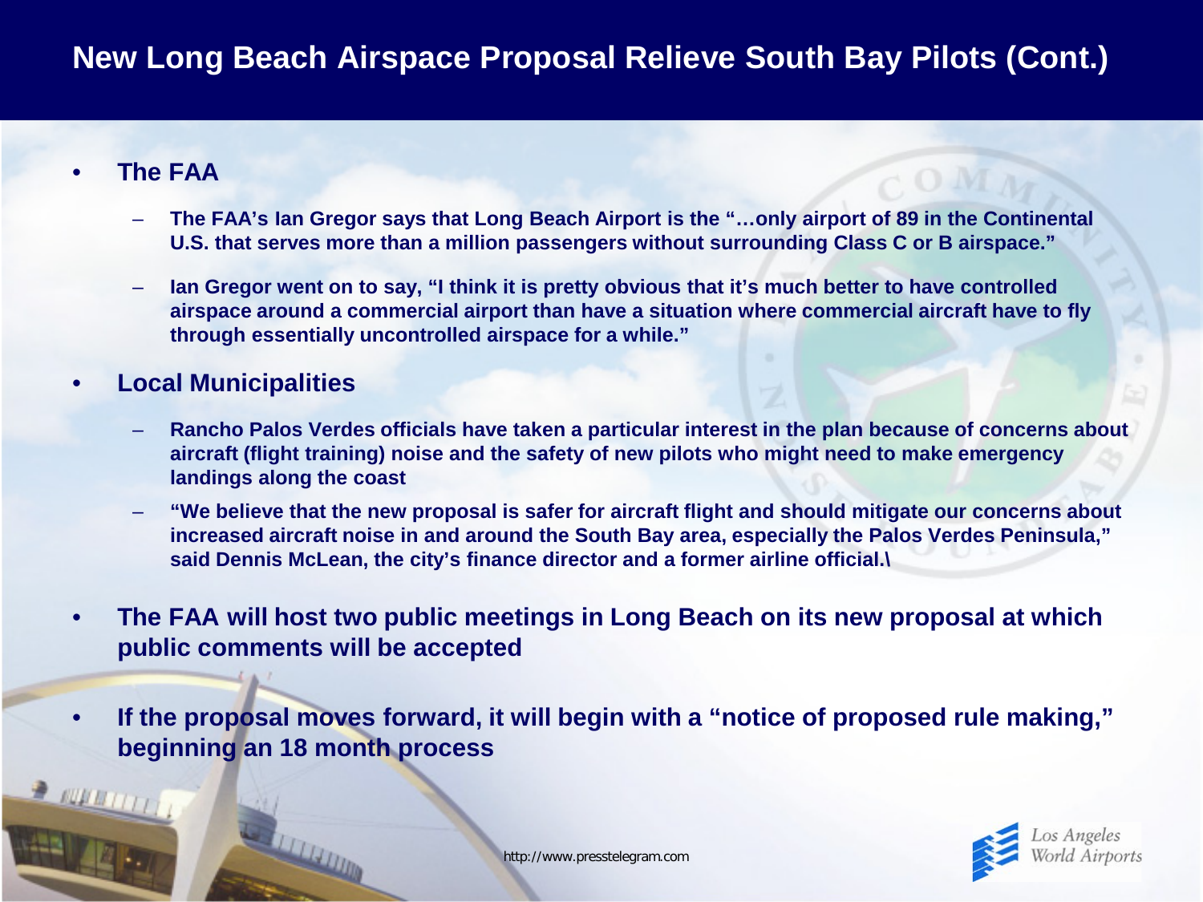# New Long Beach Airspace Proposal Relieve South Bay Pilots (Cont.)

- **The FAA**
  - **The FAA's Ian Gregor says that Long Beach Airport is the "…only airport of 89 in the Continental U.S. that serves more than a million passengers without surrounding Class C or B airspace."**
  - **Ian Gregor went on to say, "I think it is pretty obvious that it's much better to have controlled airspace around a commercial airport than have a situation where commercial aircraft have to fly through essentially uncontrolled airspace for a while."**
- **Local Municipalities**
  - **Rancho Palos Verdes officials have taken a particular interest in the plan because of concerns about aircraft (flight training) noise and the safety of new pilots who might need to make emergency landings along the coast**
  - **"We believe that the new proposal is safer for aircraft flight and should mitigate our concerns about increased aircraft noise in and around the South Bay area, especially the Palos Verdes Peninsula," said Dennis McLean, the city's finance director and a former airline official.\**
- **The FAA will host two public meetings in Long Beach on its new proposal at which public comments will be accepted**
- **If the proposal moves forward, it will begin with a "notice of proposed rule making," beginning an 18 month process**

http://www.presstelegram.com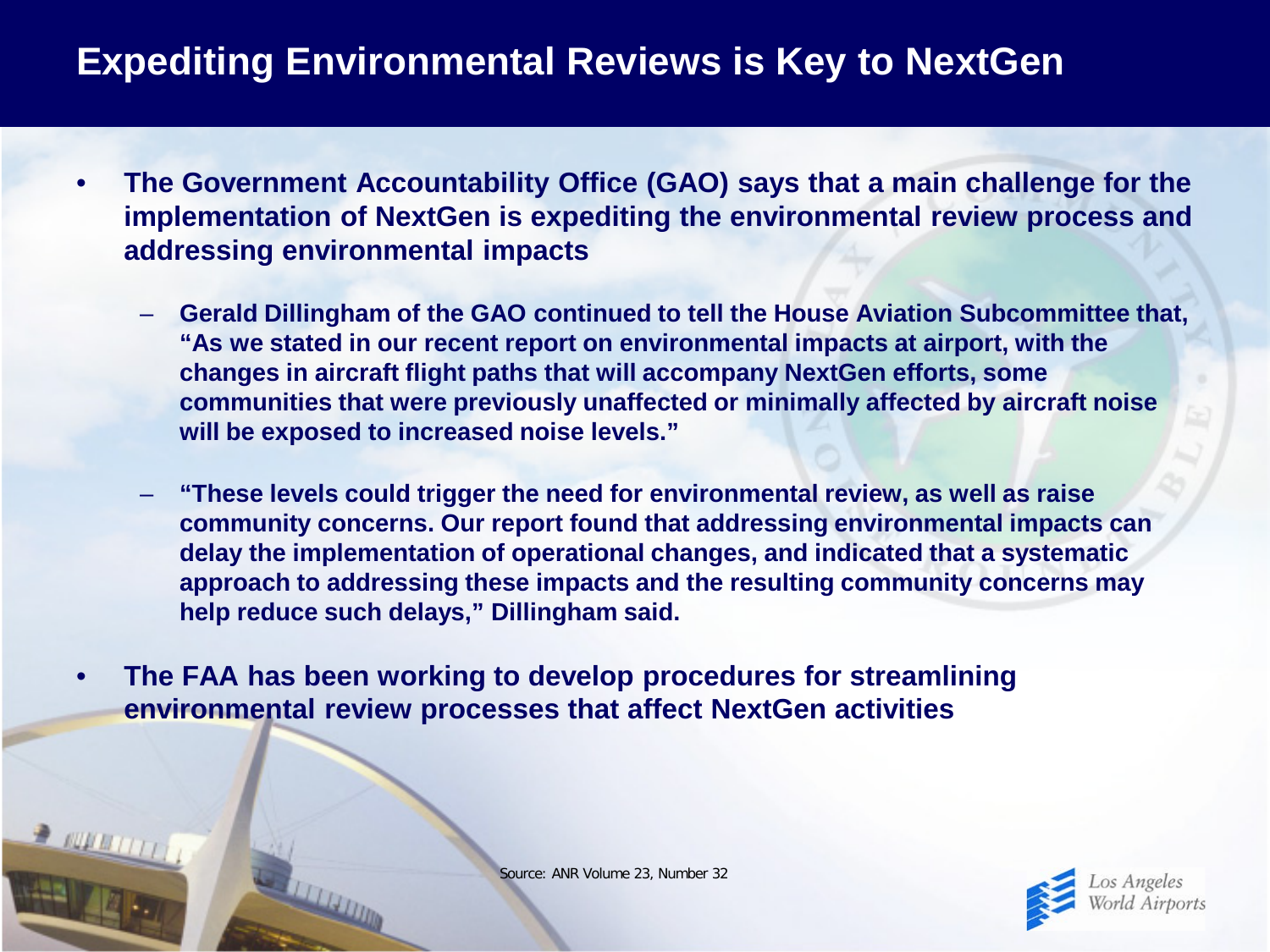# Expediting Environmental Reviews is Key to NextGen

- **The Government Accountability Office (GAO) says that a main challenge for the implementation of NextGen is expediting the environmental review process and addressing environmental impacts**
  - **Gerald Dillingham of the GAO continued to tell the House Aviation Subcommittee that, "As we stated in our recent report on environmental impacts at airport, with the changes in aircraft flight paths that will accompany NextGen efforts, some communities that were previously unaffected or minimally affected by aircraft noise will be exposed to increased noise levels."**
  - **"These levels could trigger the need for environmental review, as well as raise community concerns. Our report found that addressing environmental impacts can delay the implementation of operational changes, and indicated that a systematic approach to addressing these impacts and the resulting community concerns may help reduce such delays," Dillingham said.**
- **The FAA has been working to develop procedures for streamlining environmental review processes that affect NextGen activities**

Source: ANR Volume 23, Number 32

Los Angeles World Airports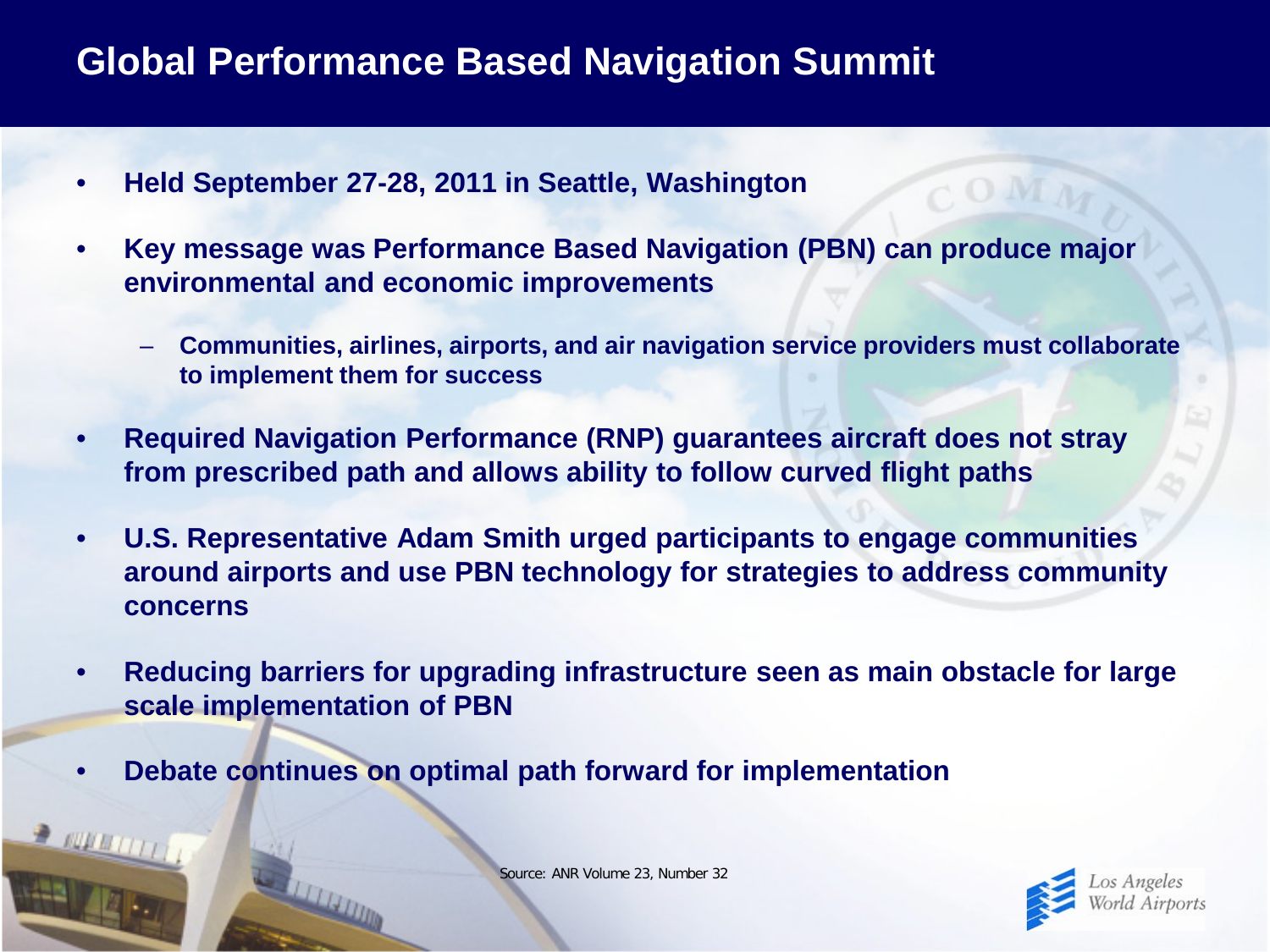# Global Performance Based Navigation Summit

- **Held September 27-28, 2011 in Seattle, Washington**
- **Key message was Performance Based Navigation (PBN) can produce major environmental and economic improvements**
  - **Communities, airlines, airports, and air navigation service providers must collaborate to implement them for success**
- **Required Navigation Performance (RNP) guarantees aircraft does not stray from prescribed path and allows ability to follow curved flight paths**
- **U.S. Representative Adam Smith urged participants to engage communities around airports and use PBN technology for strategies to address community concerns**
- **Reducing barriers for upgrading infrastructure seen as main obstacle for large scale implementation of PBN**
- **Debate continues on optimal path forward for implementation**

Source: ANR Volume 23, Number 32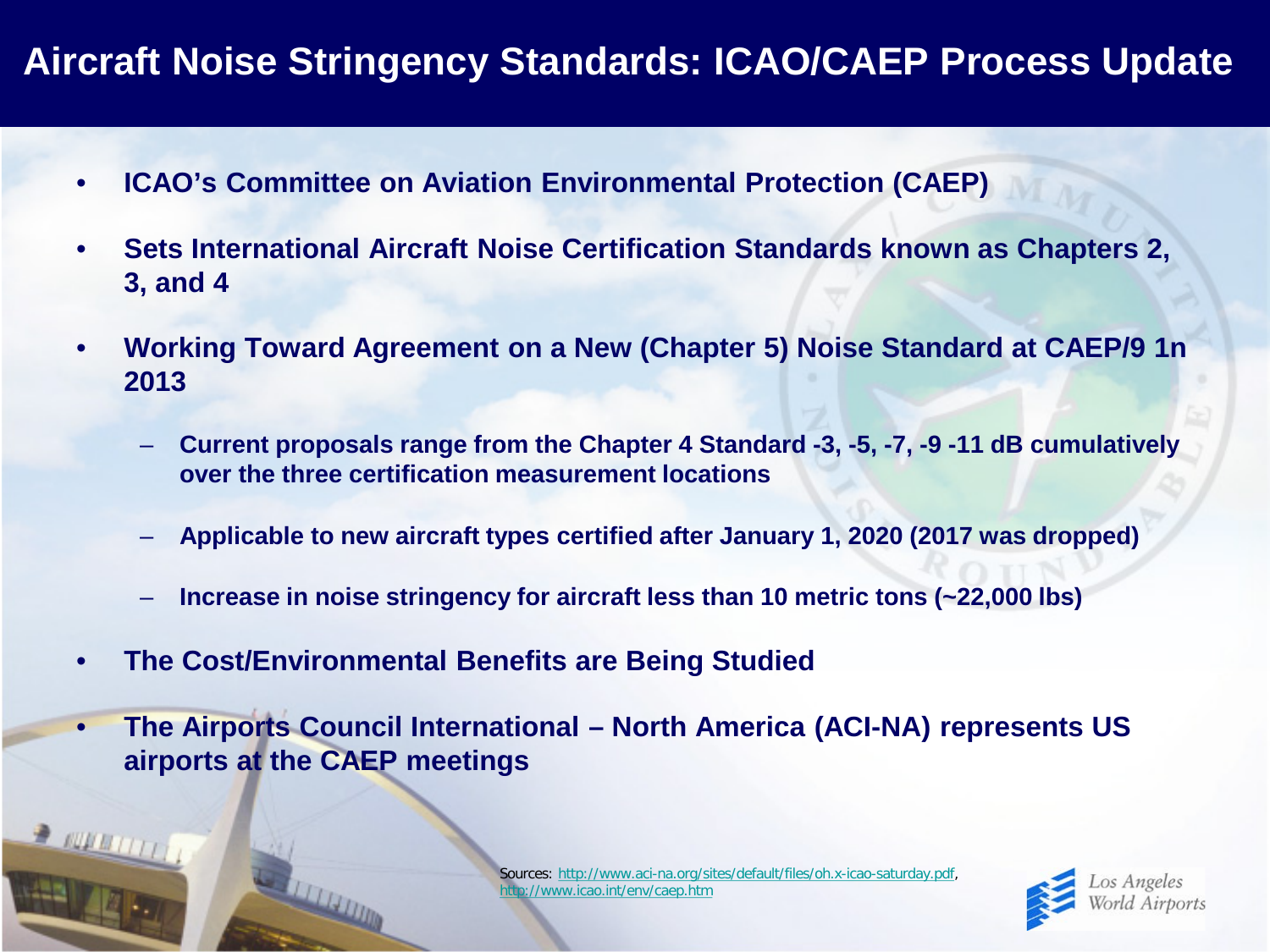# Aircraft Noise Stringency Standards: ICAO/CAEP Process Update

- **ICAO's Committee on Aviation Environmental Protection (CAEP)**
- **Sets International Aircraft Noise Certification Standards known as Chapters 2, 3, and 4**
- **Working Toward Agreement on a New (Chapter 5) Noise Standard at CAEP/9 1n 2013**
  - **Current proposals range from the Chapter 4 Standard -3, -5, -7, -9 -11 dB cumulatively over the three certification measurement locations**
  - **Applicable to new aircraft types certified after January 1, 2020 (2017 was dropped)**
  - **Increase in noise stringency for aircraft less than 10 metric tons (~22,000 lbs)**
- **The Cost/Environmental Benefits are Being Studied**
- **The Airports Council International – North America (ACI-NA) represents US airports at the CAEP meetings**

Sources: http://www.aci-na.org/sites/default/files/oh.x-icao-saturday.pdf, http://www.icao.int/env/caep.htm

Los Angeles World Airports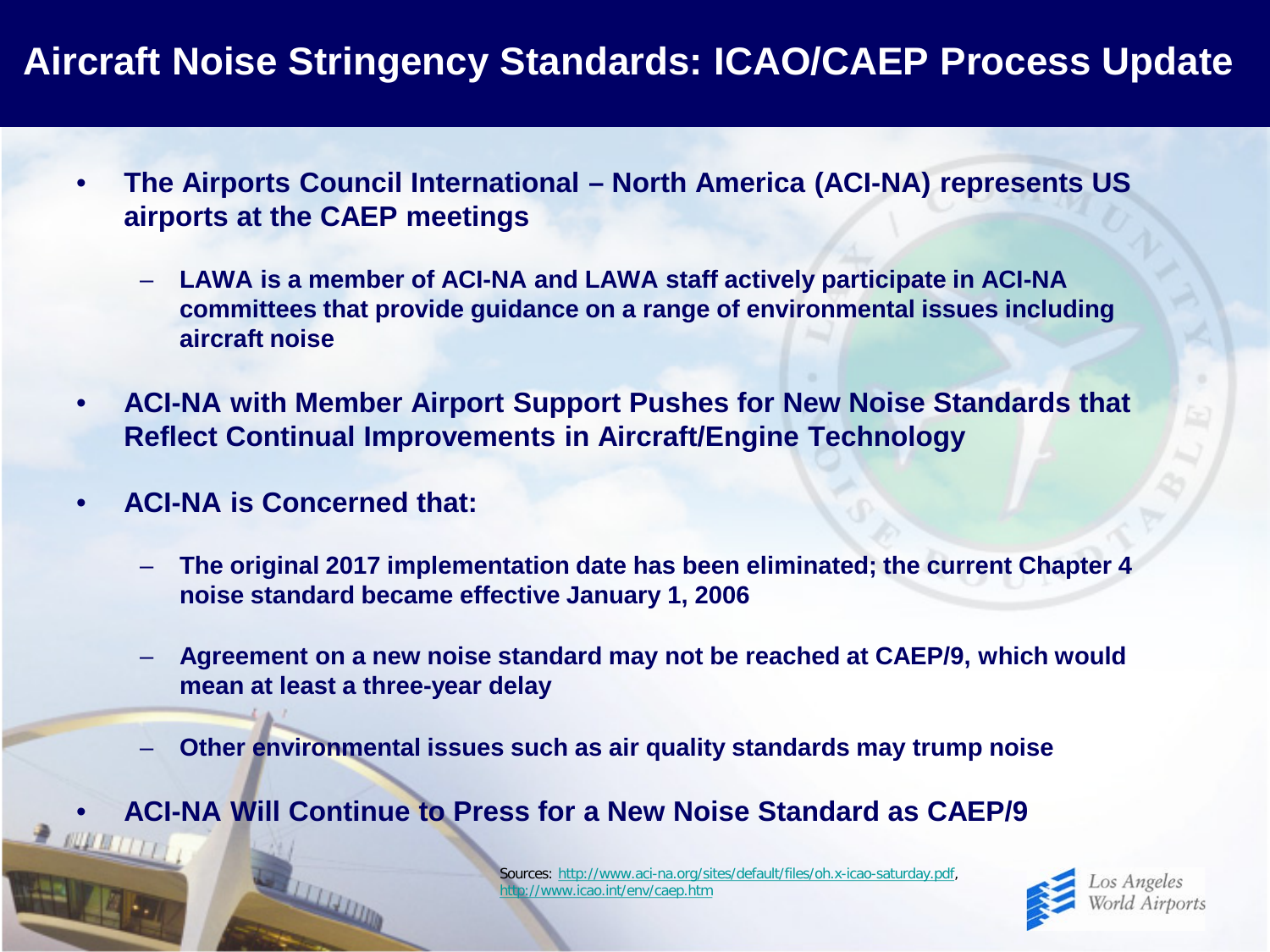# Aircraft Noise Stringency Standards: ICAO/CAEP Process Update

- **The Airports Council International – North America (ACI-NA) represents US airports at the CAEP meetings**
  - **LAWA is a member of ACI-NA and LAWA staff actively participate in ACI-NA committees that provide guidance on a range of environmental issues including aircraft noise**
- **ACI-NA with Member Airport Support Pushes for New Noise Standards that Reflect Continual Improvements in Aircraft/Engine Technology**
- **ACI-NA is Concerned that:**
  - **The original 2017 implementation date has been eliminated; the current Chapter 4 noise standard became effective January 1, 2006**
  - **Agreement on a new noise standard may not be reached at CAEP/9, which would mean at least a three-year delay**
  - **Other environmental issues such as air quality standards may trump noise**
- **ACI-NA Will Continue to Press for a New Noise Standard as CAEP/9**

Sources: http://www.aci-na.org/sites/default/files/oh.x-icao-saturday.pdf, http://www.icao.int/env/caep.htm

Los Angeles World Airports